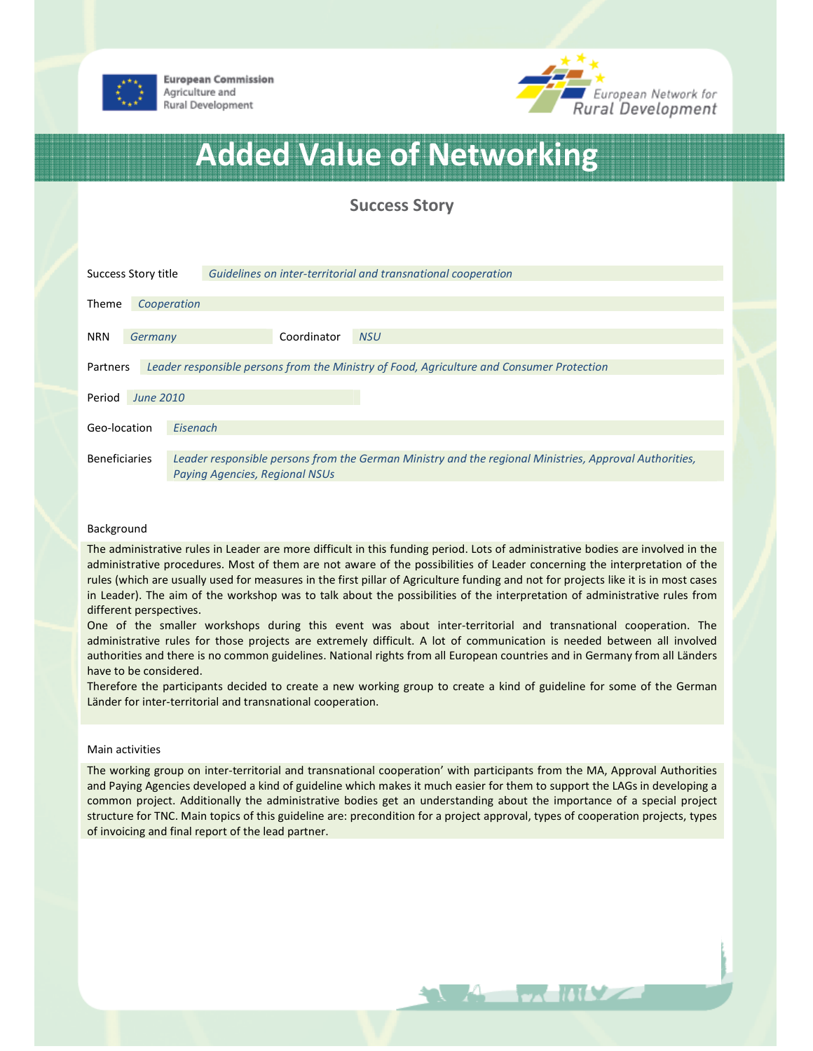European Commission
Agriculture and
Rural Development

European Network for Rural Development

# Added Value of Networking

## Success Story

| | |
|---|---|
| Success Story title | *Guidelines on inter-territorial and transnational cooperation* |
| Theme | *Cooperation* |
| NRN | *Germany* |
| Coordinator | *NSU* |
| Partners | *Leader responsible persons from the Ministry of Food, Agriculture and Consumer Protection* |
| Period | *June 2010* |
| Geo-location | *Eisenach* |
| Beneficiaries | *Leader responsible persons from the German Ministry and the regional Ministries, Approval Authorities, Paying Agencies, Regional NSUs* |

### Background

The administrative rules in Leader are more difficult in this funding period. Lots of administrative bodies are involved in the administrative procedures. Most of them are not aware of the possibilities of Leader concerning the interpretation of the rules (which are usually used for measures in the first pillar of Agriculture funding and not for projects like it is in most cases in Leader). The aim of the workshop was to talk about the possibilities of the interpretation of administrative rules from different perspectives.

One of the smaller workshops during this event was about inter-territorial and transnational cooperation. The administrative rules for those projects are extremely difficult. A lot of communication is needed between all involved authorities and there is no common guidelines. National rights from all European countries and in Germany from all Länder have to be considered.

Therefore the participants decided to create a new working group to create a kind of guideline for some of the German Länder for inter-territorial and transnational cooperation.

### Main activities

The working group on inter-territorial and transnational cooperation' with participants from the MA, Approval Authorities and Paying Agencies developed a kind of guideline which makes it much easier for them to support the LAGs in developing a common project. Additionally the administrative bodies get an understanding about the importance of a special project structure for TNC. Main topics of this guideline are: precondition for a project approval, types of cooperation projects, types of invoicing and final report of the lead partner.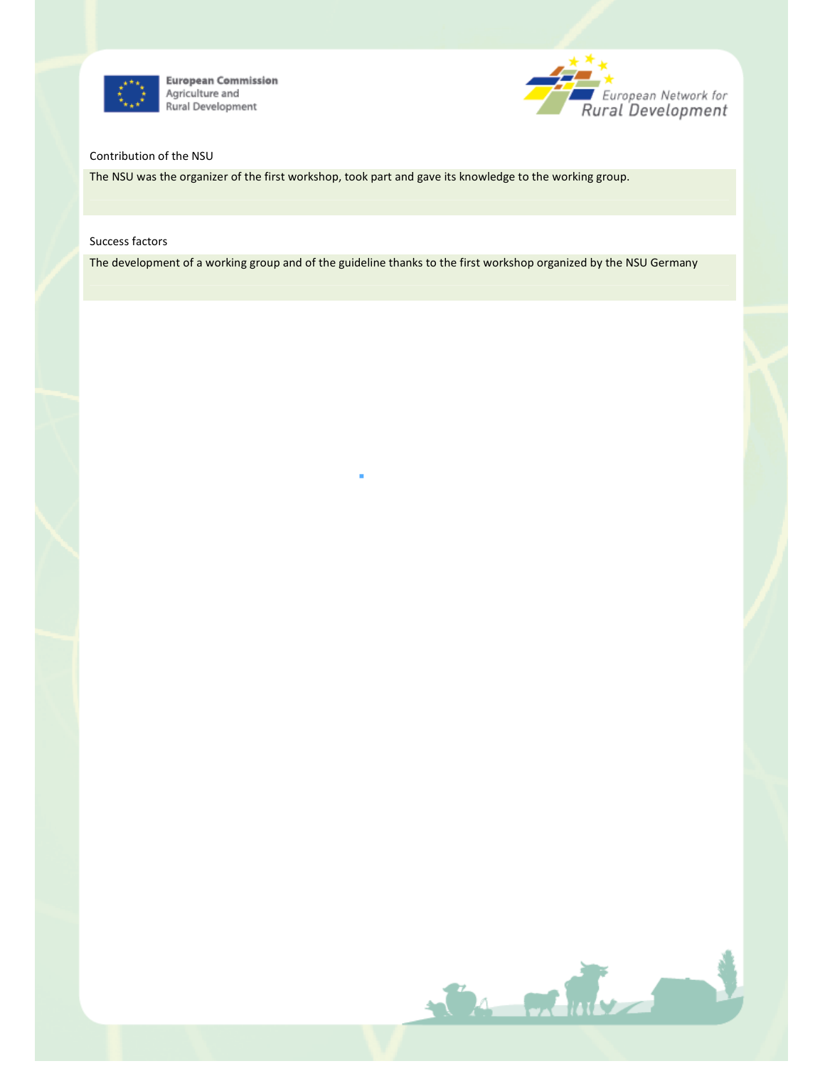Contribution of the NSU

The NSU was the organizer of the first workshop, took part and gave its knowledge to the working group.

Success factors

The development of a working group and of the guideline thanks to the first workshop organized by the NSU Germany